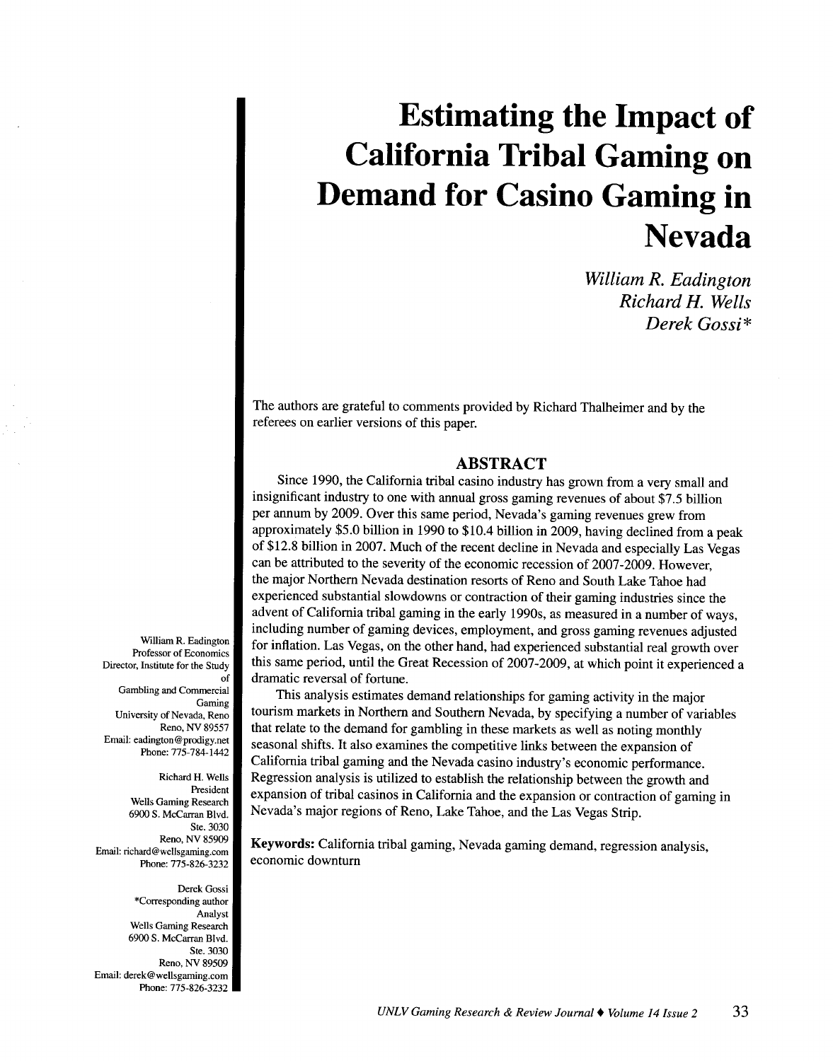# Estimating the Impact of California Tribal Gaming on Demand for Casino Gaming in Nevada

*William R. Eadington*
*Richard H. Wells*
*Derek Gossi**

The authors are grateful to comments provided by Richard Thalheimer and by the referees on earlier versions of this paper.

## ABSTRACT

Since 1990, the California tribal casino industry has grown from a very small and insignificant industry to one with annual gross gaming revenues of about $7.5 billion per annum by 2009. Over this same period, Nevada's gaming revenues grew from approximately $5.0 billion in 1990 to $10.4 billion in 2009, having declined from a peak of $12.8 billion in 2007. Much of the recent decline in Nevada and especially Las Vegas can be attributed to the severity of the economic recession of 2007-2009. However, the major Northern Nevada destination resorts of Reno and South Lake Tahoe had experienced substantial slowdowns or contraction of their gaming industries since the advent of California tribal gaming in the early 1990s, as measured in a number of ways, including number of gaming devices, employment, and gross gaming revenues adjusted for inflation. Las Vegas, on the other hand, had experienced substantial real growth over this same period, until the Great Recession of 2007-2009, at which point it experienced a dramatic reversal of fortune.

This analysis estimates demand relationships for gaming activity in the major tourism markets in Northern and Southern Nevada, by specifying a number of variables that relate to the demand for gambling in these markets as well as noting monthly seasonal shifts. It also examines the competitive links between the expansion of California tribal gaming and the Nevada casino industry's economic performance. Regression analysis is utilized to establish the relationship between the growth and expansion of tribal casinos in California and the expansion or contraction of gaming in Nevada's major regions of Reno, Lake Tahoe, and the Las Vegas Strip.

**Keywords:** California tribal gaming, Nevada gaming demand, regression analysis, economic downturn

William R. Eadington
Professor of Economics
Director, Institute for the Study of Gambling and Commercial Gaming
University of Nevada, Reno
Reno, NV 89557
Email: eadington@prodigy.net
Phone: 775-784-1442

Richard H. Wells
President
Wells Gaming Research
6900 S. McCarran Blvd.
Ste. 3030
Reno, NV 85909
Email: richard@wellsgaming.com
Phone: 775-826-3232

Derek Gossi
*Corresponding author
Analyst
Wells Gaming Research
6900 S. McCarran Blvd.
Ste. 3030
Reno, NV 89509
Email: derek@wellsgaming.com
Phone: 775-826-3232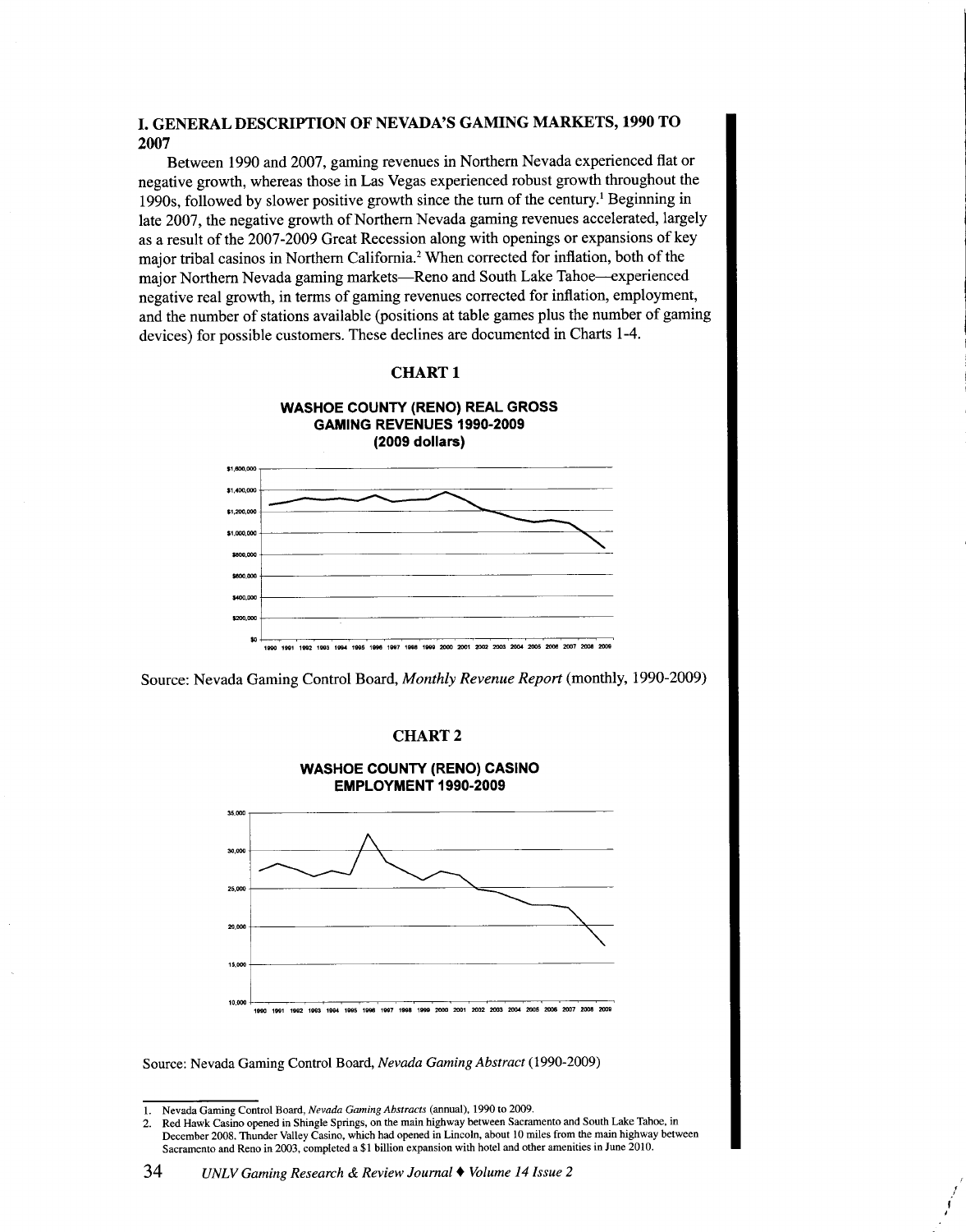## I. GENERAL DESCRIPTION OF NEVADA'S GAMING MARKETS, 1990 TO 2007

Between 1990 and 2007, gaming revenues in Northern Nevada experienced flat or negative growth, whereas those in Las Vegas experienced robust growth throughout the 1990s, followed by slower positive growth since the turn of the century.[1] Beginning in late 2007, the negative growth of Northern Nevada gaming revenues accelerated, largely as a result of the 2007-2009 Great Recession along with openings or expansions of key major tribal casinos in Northern California.[2] When corrected for inflation, both of the major Northern Nevada gaming markets—Reno and South Lake Tahoe—experienced negative real growth, in terms of gaming revenues corrected for inflation, employment, and the number of stations available (positions at table games plus the number of gaming devices) for possible customers. These declines are documented in Charts 1-4.

**CHART 1**

**WASHOE COUNTY (RENO) REAL GROSS GAMING REVENUES 1990-2009 (2009 dollars)**

Source: Nevada Gaming Control Board, *Monthly Revenue Report* (monthly, 1990-2009)

**CHART 2**

**WASHOE COUNTY (RENO) CASINO EMPLOYMENT 1990-2009**

Source: Nevada Gaming Control Board, *Nevada Gaming Abstract* (1990-2009)

---

1. Nevada Gaming Control Board, *Nevada Gaming Abstracts* (annual), 1990 to 2009.
2. Red Hawk Casino opened in Shingle Springs, on the main highway between Sacramento and South Lake Tahoe, in December 2008. Thunder Valley Casino, which had opened in Lincoln, about 10 miles from the main highway between Sacramento and Reno in 2003, completed a $1 billion expansion with hotel and other amenities in June 2010.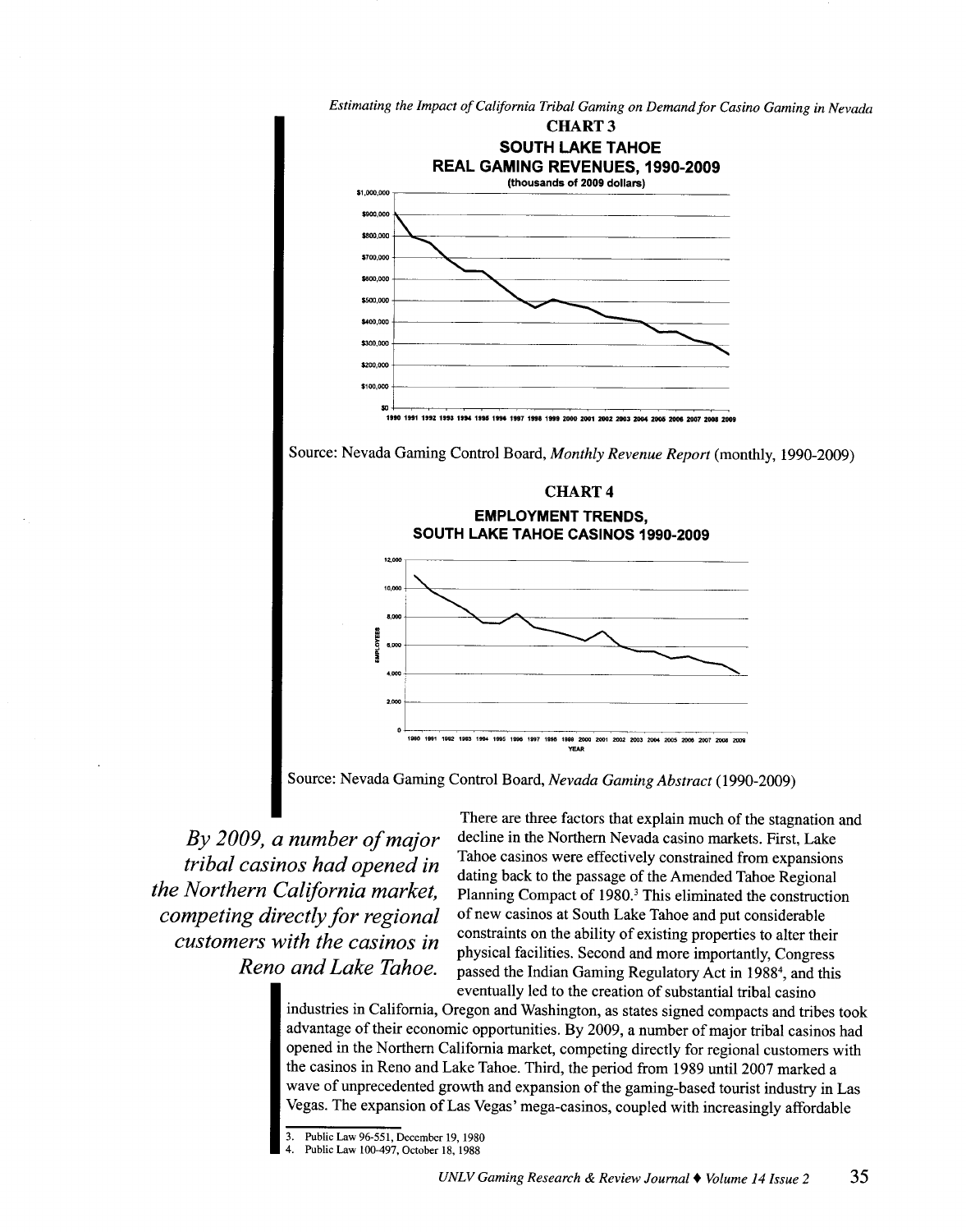**CHART 3**

**SOUTH LAKE TAHOE**
**REAL GAMING REVENUES, 1990-2009**
**(thousands of 2009 dollars)**

Source: Nevada Gaming Control Board, *Monthly Revenue Report* (monthly, 1990-2009)

**CHART 4**

**EMPLOYMENT TRENDS,**
**SOUTH LAKE TAHOE CASINOS 1990-2009**

Source: Nevada Gaming Control Board, *Nevada Gaming Abstract* (1990-2009)

*By 2009, a number of major tribal casinos had opened in the Northern California market, competing directly for regional customers with the casinos in Reno and Lake Tahoe.*

There are three factors that explain much of the stagnation and decline in the Northern Nevada casino markets. First, Lake Tahoe casinos were effectively constrained from expansions dating back to the passage of the Amended Tahoe Regional Planning Compact of 1980.[3] This eliminated the construction of new casinos at South Lake Tahoe and put considerable constraints on the ability of existing properties to alter their physical facilities. Second and more importantly, Congress passed the Indian Gaming Regulatory Act in 1988[4], and this eventually led to the creation of substantial tribal casino industries in California, Oregon and Washington, as states signed compacts and tribes took advantage of their economic opportunities. By 2009, a number of major tribal casinos had opened in the Northern California market, competing directly for regional customers with the casinos in Reno and Lake Tahoe. Third, the period from 1989 until 2007 marked a wave of unprecedented growth and expansion of the gaming-based tourist industry in Las Vegas. The expansion of Las Vegas' mega-casinos, coupled with increasingly affordable

3. Public Law 96-551, December 19, 1980
4. Public Law 100-497, October 18, 1988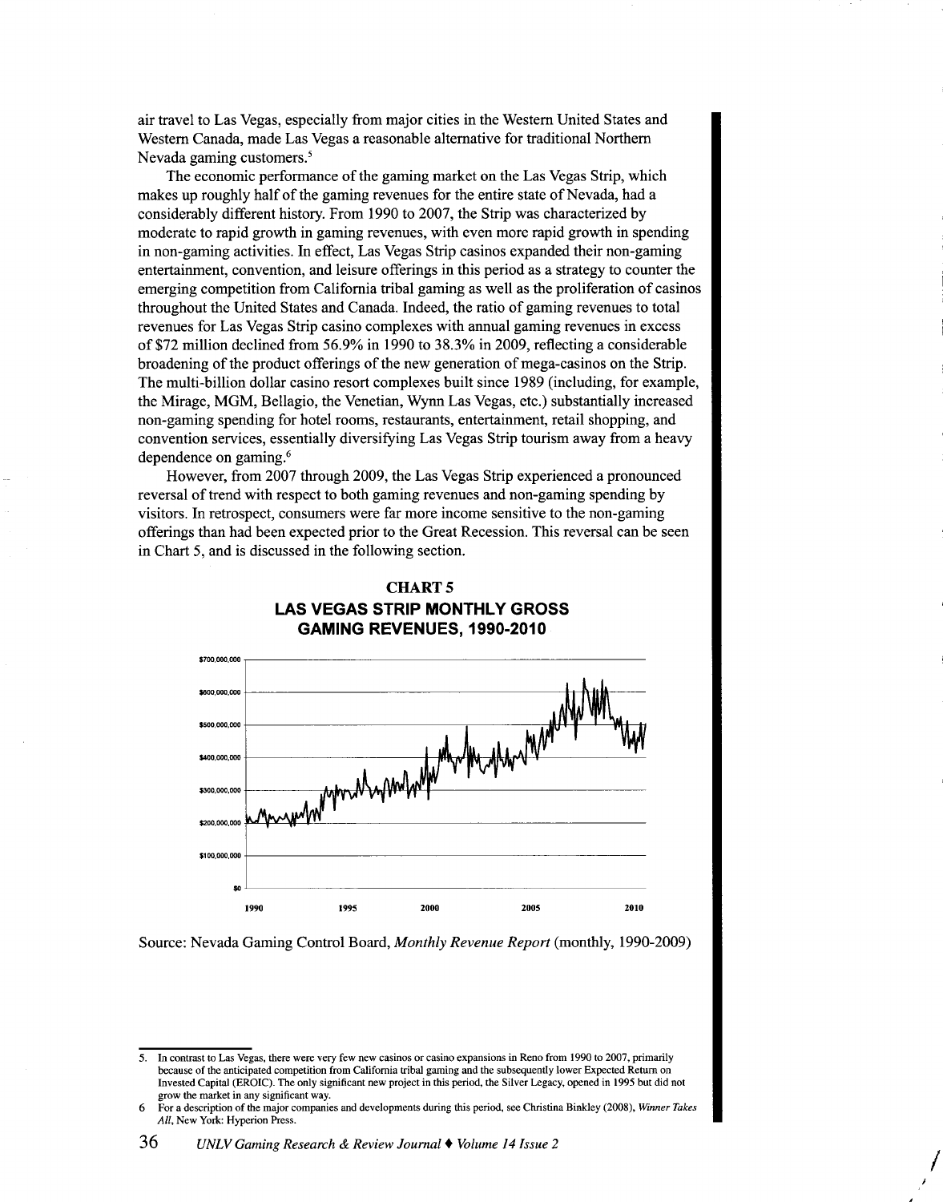air travel to Las Vegas, especially from major cities in the Western United States and Western Canada, made Las Vegas a reasonable alternative for traditional Northern Nevada gaming customers.[5]

The economic performance of the gaming market on the Las Vegas Strip, which makes up roughly half of the gaming revenues for the entire state of Nevada, had a considerably different history. From 1990 to 2007, the Strip was characterized by moderate to rapid growth in gaming revenues, with even more rapid growth in spending in non-gaming activities. In effect, Las Vegas Strip casinos expanded their non-gaming entertainment, convention, and leisure offerings in this period as a strategy to counter the emerging competition from California tribal gaming as well as the proliferation of casinos throughout the United States and Canada. Indeed, the ratio of gaming revenues to total revenues for Las Vegas Strip casino complexes with annual gaming revenues in excess of $72 million declined from 56.9% in 1990 to 38.3% in 2009, reflecting a considerable broadening of the product offerings of the new generation of mega-casinos on the Strip. The multi-billion dollar casino resort complexes built since 1989 (including, for example, the Mirage, MGM, Bellagio, the Venetian, Wynn Las Vegas, etc.) substantially increased non-gaming spending for hotel rooms, restaurants, entertainment, retail shopping, and convention services, essentially diversifying Las Vegas Strip tourism away from a heavy dependence on gaming.[6]

However, from 2007 through 2009, the Las Vegas Strip experienced a pronounced reversal of trend with respect to both gaming revenues and non-gaming spending by visitors. In retrospect, consumers were far more income sensitive to the non-gaming offerings than had been expected prior to the Great Recession. This reversal can be seen in Chart 5, and is discussed in the following section.

**CHART 5**
**LAS VEGAS STRIP MONTHLY GROSS GAMING REVENUES, 1990-2010**

Source: Nevada Gaming Control Board, *Monthly Revenue Report* (monthly, 1990-2009)

---

5. In contrast to Las Vegas, there were very few new casinos or casino expansions in Reno from 1990 to 2007, primarily because of the anticipated competition from California tribal gaming and the subsequently lower Expected Return on Invested Capital (EROIC). The only significant new project in this period, the Silver Legacy, opened in 1995 but did not grow the market in any significant way.

6 For a description of the major companies and developments during this period, see Christina Binkley (2008), *Winner Takes All*, New York: Hyperion Press.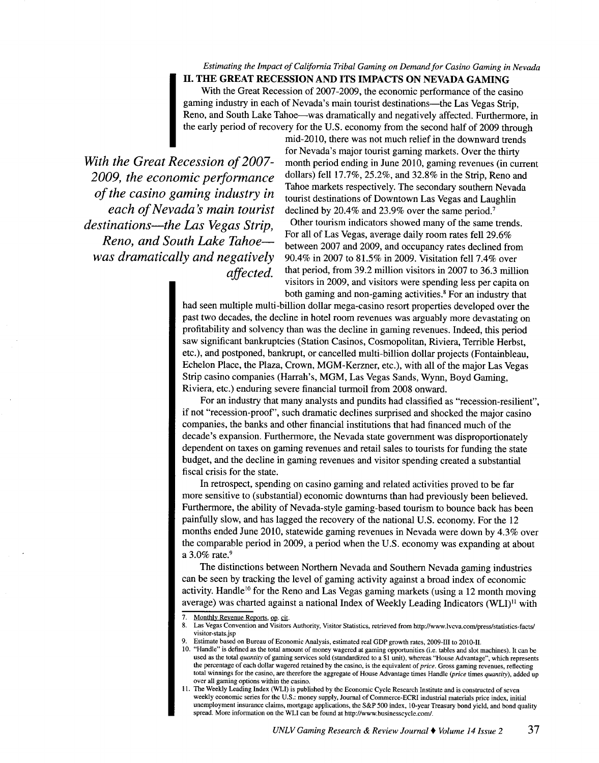## II. THE GREAT RECESSION AND ITS IMPACTS ON NEVADA GAMING

With the Great Recession of 2007-2009, the economic performance of the casino gaming industry in each of Nevada's main tourist destinations—the Las Vegas Strip, Reno, and South Lake Tahoe—was dramatically and negatively affected. Furthermore, in the early period of recovery for the U.S. economy from the second half of 2009 through mid-2010, there was not much relief in the downward trends for Nevada's major tourist gaming markets. Over the thirty month period ending in June 2010, gaming revenues (in current dollars) fell 17.7%, 25.2%, and 32.8% in the Strip, Reno and Tahoe markets respectively. The secondary southern Nevada tourist destinations of Downtown Las Vegas and Laughlin declined by 20.4% and 23.9% over the same period.[7]

*With the Great Recession of 2007-2009, the economic performance of the casino gaming industry in each of Nevada's main tourist destinations—the Las Vegas Strip, Reno, and South Lake Tahoe—was dramatically and negatively affected.*

Other tourism indicators showed many of the same trends. For all of Las Vegas, average daily room rates fell 29.6% between 2007 and 2009, and occupancy rates declined from 90.4% in 2007 to 81.5% in 2009. Visitation fell 7.4% over that period, from 39.2 million visitors in 2007 to 36.3 million visitors in 2009, and visitors were spending less per capita on both gaming and non-gaming activities.[8] For an industry that had seen multiple multi-billion dollar mega-casino resort properties developed over the past two decades, the decline in hotel room revenues was arguably more devastating on profitability and solvency than was the decline in gaming revenues. Indeed, this period saw significant bankruptcies (Station Casinos, Cosmopolitan, Riviera, Terrible Herbst, etc.), and postponed, bankrupt, or cancelled multi-billion dollar projects (Fontainbleau, Echelon Place, the Plaza, Crown, MGM-Kerzner, etc.), with all of the major Las Vegas Strip casino companies (Harrah's, MGM, Las Vegas Sands, Wynn, Boyd Gaming, Riviera, etc.) enduring severe financial turmoil from 2008 onward.

For an industry that many analysts and pundits had classified as "recession-resilient", if not "recession-proof", such dramatic declines surprised and shocked the major casino companies, the banks and other financial institutions that had financed much of the decade's expansion. Furthermore, the Nevada state government was disproportionately dependent on taxes on gaming revenues and retail sales to tourists for funding the state budget, and the decline in gaming revenues and visitor spending created a substantial fiscal crisis for the state.

In retrospect, spending on casino gaming and related activities proved to be far more sensitive to (substantial) economic downturns than had previously been believed. Furthermore, the ability of Nevada-style gaming-based tourism to bounce back has been painfully slow, and has lagged the recovery of the national U.S. economy. For the 12 months ended June 2010, statewide gaming revenues in Nevada were down by 4.3% over the comparable period in 2009, a period when the U.S. economy was expanding at about a 3.0% rate.[9]

The distinctions between Northern Nevada and Southern Nevada gaming industries can be seen by tracking the level of gaming activity against a broad index of economic activity. Handle[10] for the Reno and Las Vegas gaming markets (using a 12 month moving average) was charted against a national Index of Weekly Leading Indicators (WLI)[11] with

---

7. Monthly Revenue Reports, op. cit.
8. Las Vegas Convention and Visitors Authority, Visitor Statistics, retrieved from http://www.lvcva.com/press/statistics-facts/visitor-stats.jsp
9. Estimate based on Bureau of Economic Analysis, estimated real GDP growth rates, 2009-III to 2010-II.
10. "Handle" is defined as the total amount of money wagered at gaming opportunities (i.e. tables and slot machines). It can be used as the total *quantity* of gaming services sold (standardized to a $1 unit), whereas "House Advantage", which represents the percentage of each dollar wagered retained by the casino, is the equivalent of *price*. Gross gaming revenues, reflecting total winnings for the casino, are therefore the aggregate of House Advantage times Handle (*price* times *quantity*), added up over all gaming options within the casino.
11. The Weekly Leading Index (WLI) is published by the Economic Cycle Research Institute and is constructed of seven weekly economic series for the U.S.: money supply, Journal of Commerce-ECRI industrial materials price index, initial unemployment insurance claims, mortgage applications, the S&P 500 index, 10-year Treasury bond yield, and bond quality spread. More information on the WLI can be found at http://www.businesscycle.com/.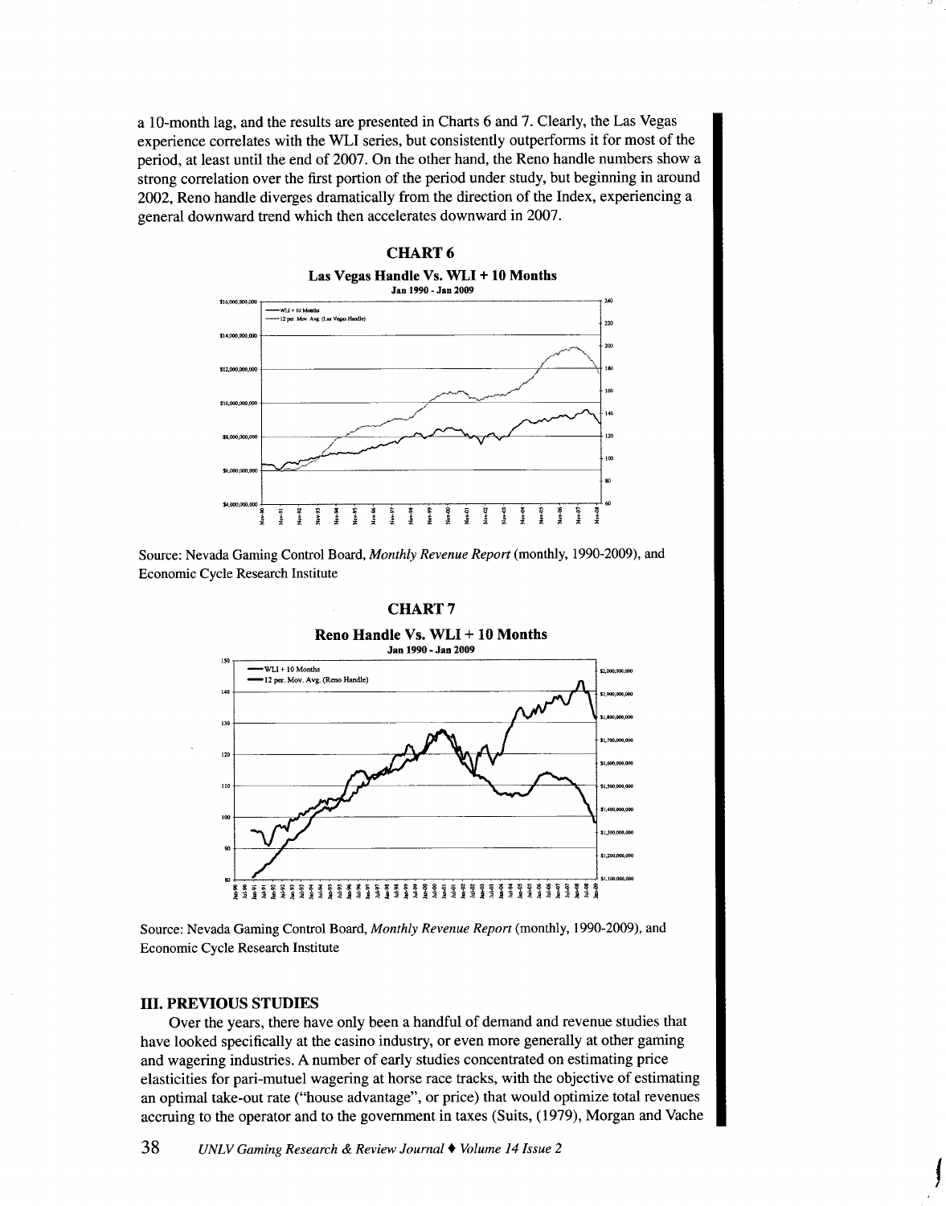a 10-month lag, and the results are presented in Charts 6 and 7. Clearly, the Las Vegas experience correlates with the WLI series, but consistently outperforms it for most of the period, at least until the end of 2007. On the other hand, the Reno handle numbers show a strong correlation over the first portion of the period under study, but beginning in around 2002, Reno handle diverges dramatically from the direction of the Index, experiencing a general downward trend which then accelerates downward in 2007.

**CHART 6**

**Las Vegas Handle Vs. WLI + 10 Months**
**Jan 1990 - Jan 2009**

Source: Nevada Gaming Control Board, *Monthly Revenue Report* (monthly, 1990-2009), and Economic Cycle Research Institute

**CHART 7**

**Reno Handle Vs. WLI + 10 Months**
**Jan 1990 - Jan 2009**

Source: Nevada Gaming Control Board, *Monthly Revenue Report* (monthly, 1990-2009), and Economic Cycle Research Institute

## III. PREVIOUS STUDIES

Over the years, there have only been a handful of demand and revenue studies that have looked specifically at the casino industry, or even more generally at other gaming and wagering industries. A number of early studies concentrated on estimating price elasticities for pari-mutuel wagering at horse race tracks, with the objective of estimating an optimal take-out rate ("house advantage", or price) that would optimize total revenues accruing to the operator and to the government in taxes (Suits, (1979), Morgan and Vache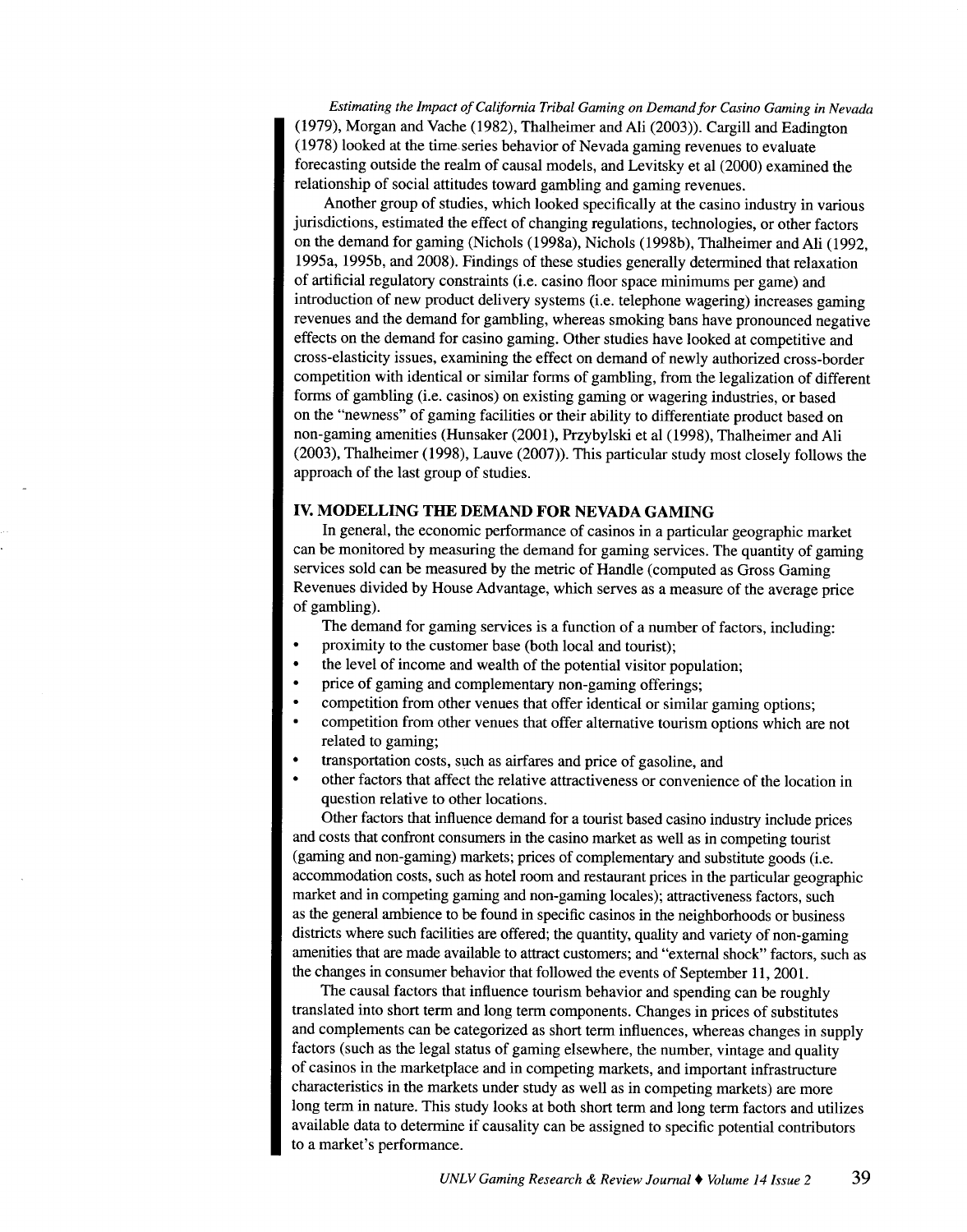(1979), Morgan and Vache (1982), Thalheimer and Ali (2003)). Cargill and Eadington (1978) looked at the time series behavior of Nevada gaming revenues to evaluate forecasting outside the realm of causal models, and Levitsky et al (2000) examined the relationship of social attitudes toward gambling and gaming revenues.

Another group of studies, which looked specifically at the casino industry in various jurisdictions, estimated the effect of changing regulations, technologies, or other factors on the demand for gaming (Nichols (1998a), Nichols (1998b), Thalheimer and Ali (1992, 1995a, 1995b, and 2008). Findings of these studies generally determined that relaxation of artificial regulatory constraints (i.e. casino floor space minimums per game) and introduction of new product delivery systems (i.e. telephone wagering) increases gaming revenues and the demand for gambling, whereas smoking bans have pronounced negative effects on the demand for casino gaming. Other studies have looked at competitive and cross-elasticity issues, examining the effect on demand of newly authorized cross-border competition with identical or similar forms of gambling, from the legalization of different forms of gambling (i.e. casinos) on existing gaming or wagering industries, or based on the "newness" of gaming facilities or their ability to differentiate product based on non-gaming amenities (Hunsaker (2001), Przybylski et al (1998), Thalheimer and Ali (2003), Thalheimer (1998), Lauve (2007)). This particular study most closely follows the approach of the last group of studies.

## IV. MODELLING THE DEMAND FOR NEVADA GAMING

In general, the economic performance of casinos in a particular geographic market can be monitored by measuring the demand for gaming services. The quantity of gaming services sold can be measured by the metric of Handle (computed as Gross Gaming Revenues divided by House Advantage, which serves as a measure of the average price of gambling).

The demand for gaming services is a function of a number of factors, including:

- proximity to the customer base (both local and tourist);
- the level of income and wealth of the potential visitor population;
- price of gaming and complementary non-gaming offerings;
- competition from other venues that offer identical or similar gaming options;
- competition from other venues that offer alternative tourism options which are not related to gaming;
- transportation costs, such as airfares and price of gasoline, and
- other factors that affect the relative attractiveness or convenience of the location in question relative to other locations.

Other factors that influence demand for a tourist based casino industry include prices and costs that confront consumers in the casino market as well as in competing tourist (gaming and non-gaming) markets; prices of complementary and substitute goods (i.e. accommodation costs, such as hotel room and restaurant prices in the particular geographic market and in competing gaming and non-gaming locales); attractiveness factors, such as the general ambience to be found in specific casinos in the neighborhoods or business districts where such facilities are offered; the quantity, quality and variety of non-gaming amenities that are made available to attract customers; and "external shock" factors, such as the changes in consumer behavior that followed the events of September 11, 2001.

The causal factors that influence tourism behavior and spending can be roughly translated into short term and long term components. Changes in prices of substitutes and complements can be categorized as short term influences, whereas changes in supply factors (such as the legal status of gaming elsewhere, the number, vintage and quality of casinos in the marketplace and in competing markets, and important infrastructure characteristics in the markets under study as well as in competing markets) are more long term in nature. This study looks at both short term and long term factors and utilizes available data to determine if causality can be assigned to specific potential contributors to a market's performance.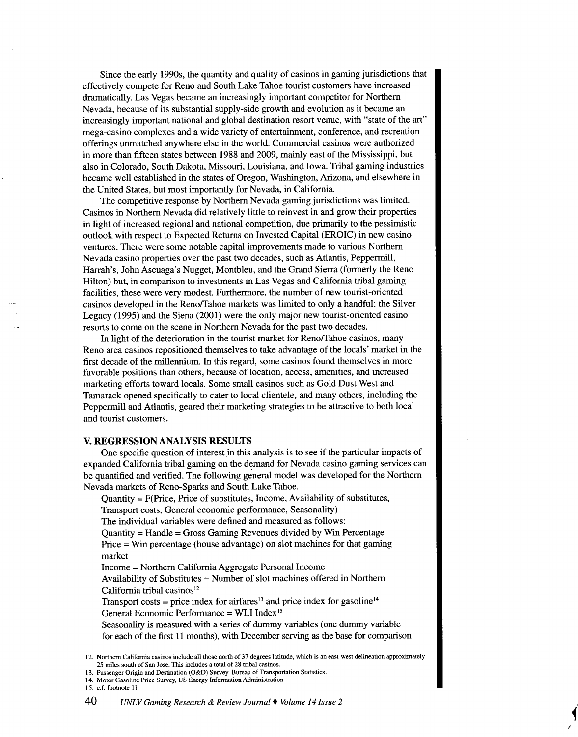Since the early 1990s, the quantity and quality of casinos in gaming jurisdictions that effectively compete for Reno and South Lake Tahoe tourist customers have increased dramatically. Las Vegas became an increasingly important competitor for Northern Nevada, because of its substantial supply-side growth and evolution as it became an increasingly important national and global destination resort venue, with "state of the art" mega-casino complexes and a wide variety of entertainment, conference, and recreation offerings unmatched anywhere else in the world. Commercial casinos were authorized in more than fifteen states between 1988 and 2009, mainly east of the Mississippi, but also in Colorado, South Dakota, Missouri, Louisiana, and Iowa. Tribal gaming industries became well established in the states of Oregon, Washington, Arizona, and elsewhere in the United States, but most importantly for Nevada, in California.

The competitive response by Northern Nevada gaming jurisdictions was limited. Casinos in Northern Nevada did relatively little to reinvest in and grow their properties in light of increased regional and national competition, due primarily to the pessimistic outlook with respect to Expected Returns on Invested Capital (EROIC) in new casino ventures. There were some notable capital improvements made to various Northern Nevada casino properties over the past two decades, such as Atlantis, Peppermill, Harrah's, John Ascuaga's Nugget, Montbleu, and the Grand Sierra (formerly the Reno Hilton) but, in comparison to investments in Las Vegas and California tribal gaming facilities, these were very modest. Furthermore, the number of new tourist-oriented casinos developed in the Reno/Tahoe markets was limited to only a handful: the Silver Legacy (1995) and the Siena (2001) were the only major new tourist-oriented casino resorts to come on the scene in Northern Nevada for the past two decades.

In light of the deterioration in the tourist market for Reno/Tahoe casinos, many Reno area casinos repositioned themselves to take advantage of the locals' market in the first decade of the millennium. In this regard, some casinos found themselves in more favorable positions than others, because of location, access, amenities, and increased marketing efforts toward locals. Some small casinos such as Gold Dust West and Tamarack opened specifically to cater to local clientele, and many others, including the Peppermill and Atlantis, geared their marketing strategies to be attractive to both local and tourist customers.

## V. REGRESSION ANALYSIS RESULTS

One specific question of interest in this analysis is to see if the particular impacts of expanded California tribal gaming on the demand for Nevada casino gaming services can be quantified and verified. The following general model was developed for the Northern Nevada markets of Reno-Sparks and South Lake Tahoe.

Quantity = F(Price, Price of substitutes, Income, Availability of substitutes, Transport costs, General economic performance, Seasonality)

The individual variables were defined and measured as follows:

Quantity = Handle = Gross Gaming Revenues divided by Win Percentage

Price = Win percentage (house advantage) on slot machines for that gaming market

Income = Northern California Aggregate Personal Income

Availability of Substitutes = Number of slot machines offered in Northern California tribal casinos[12]

Transport costs = price index for airfares[13] and price index for gasoline[14]

General Economic Performance = WLI Index[15]

Seasonality is measured with a series of dummy variables (one dummy variable for each of the first 11 months), with December serving as the base for comparison

---

12. Northern California casinos include all those north of 37 degrees latitude, which is an east-west delineation approximately 25 miles south of San Jose. This includes a total of 28 tribal casinos.
13. Passenger Origin and Destination (O&D) Survey, Bureau of Transportation Statistics.
14. Motor Gasoline Price Survey, US Energy Information Administration
15. c.f. footnote 11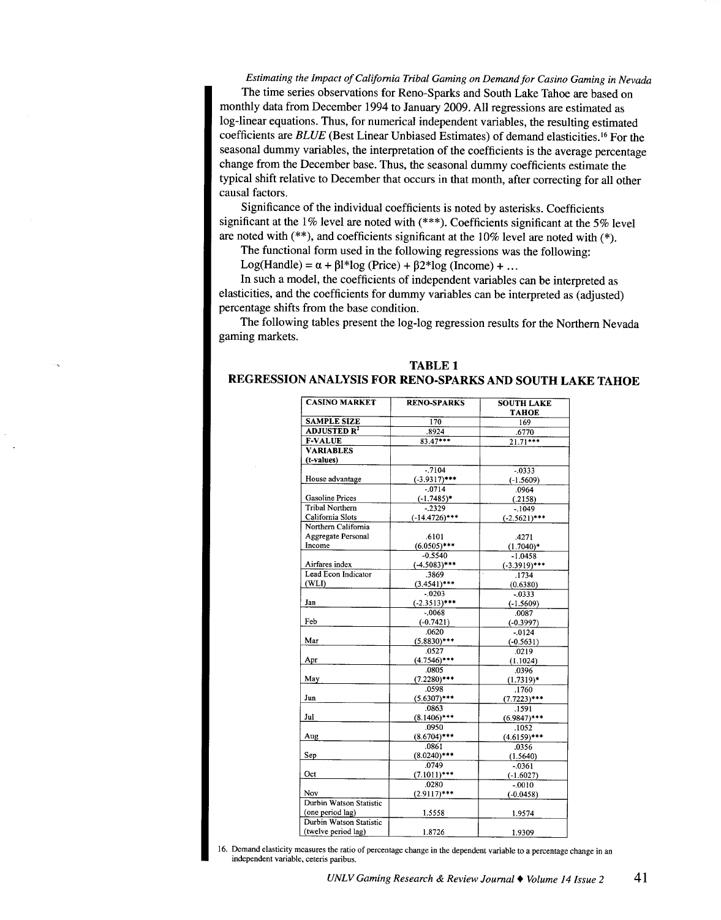The time series observations for Reno-Sparks and South Lake Tahoe are based on monthly data from December 1994 to January 2009. All regressions are estimated as log-linear equations. Thus, for numerical independent variables, the resulting estimated coefficients are *BLUE* (Best Linear Unbiased Estimates) of demand elasticities.[16] For the seasonal dummy variables, the interpretation of the coefficients is the average percentage change from the December base. Thus, the seasonal dummy coefficients estimate the typical shift relative to December that occurs in that month, after correcting for all other causal factors.

Significance of the individual coefficients is noted by asterisks. Coefficients significant at the 1% level are noted with (***). Coefficients significant at the 5% level are noted with (**), and coefficients significant at the 10% level are noted with (*).

The functional form used in the following regressions was the following:

$\text{Log(Handle)} = \alpha + \beta 1 * \log(\text{Price}) + \beta 2 * \log(\text{Income}) + \ldots$

In such a model, the coefficients of independent variables can be interpreted as elasticities, and the coefficients for dummy variables can be interpreted as (adjusted) percentage shifts from the base condition.

The following tables present the log-log regression results for the Northern Nevada gaming markets.

**TABLE 1**
**REGRESSION ANALYSIS FOR RENO-SPARKS AND SOUTH LAKE TAHOE**

| CASINO MARKET | RENO-SPARKS | SOUTH LAKE TAHOE |
|---|---|---|
| SAMPLE SIZE | 170 | 169 |
| ADJUSTED $R^2$ | .8924 | .6770 |
| F-VALUE | 83.47*** | 21.71*** |
| VARIABLES (t-values) | | |
| House advantage | -.7104 (-3.9317)*** | -.0333 (-1.5609) |
| Gasoline Prices | -.0714 (-1.7485)* | .0964 (.2158) |
| Tribal Northern California Slots | -.2329 (-14.4726)*** | -.1049 (-2.5621)*** |
| Northern California Aggregate Personal Income | .6101 (6.0505)*** | .4271 (1.7040)* |
| Airfares index | -0.5540 (-4.5083)*** | -1.0458 (-3.3919)*** |
| Lead Econ Indicator (WLI) | .3869 (3.4541)*** | .1734 (0.6380) |
| Jan | -.0203 (-2.3513)*** | -.0333 (-1.5609) |
| Feb | -.0068 (-0.7421) | .0087 (-0.3997) |
| Mar | .0620 (5.8830)*** | -.0124 (-0.5631) |
| Apr | .0527 (4.7546)*** | .0219 (1.1024) |
| May | .0805 (7.2280)*** | .0396 (1.7319)* |
| Jun | .0598 (5.6307)*** | .1760 (7.7223)*** |
| Jul | .0863 (8.1406)*** | .1591 (6.9847)*** |
| Aug | .0950 (8.6704)*** | .1052 (4.6159)*** |
| Sep | .0861 (8.0240)*** | .0356 (1.5640) |
| Oct | .0749 (7.1011)*** | -.0361 (-1.6027) |
| Nov | .0280 (2.9117)*** | -.0010 (-0.0458) |
| Durbin Watson Statistic (one period lag) | 1.5558 | 1.9574 |
| Durbin Watson Statistic (twelve period lag) | 1.8726 | 1.9309 |

16. Demand elasticity measures the ratio of percentage change in the dependent variable to a percentage change in an independent variable, ceteris paribus.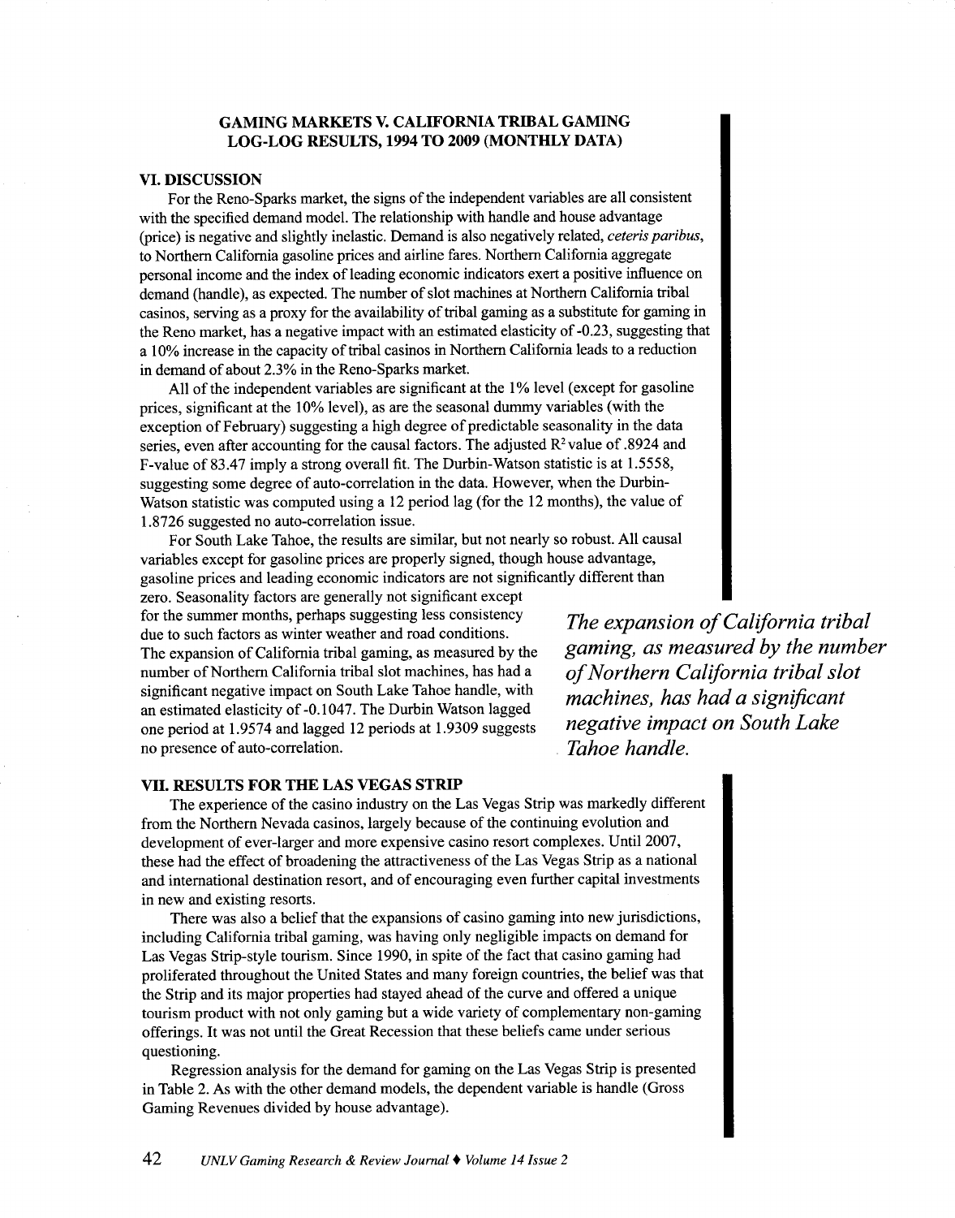## GAMING MARKETS V. CALIFORNIA TRIBAL GAMING LOG-LOG RESULTS, 1994 TO 2009 (MONTHLY DATA)

### VI. DISCUSSION

For the Reno-Sparks market, the signs of the independent variables are all consistent with the specified demand model. The relationship with handle and house advantage (price) is negative and slightly inelastic. Demand is also negatively related, *ceteris paribus*, to Northern California gasoline prices and airline fares. Northern California aggregate personal income and the index of leading economic indicators exert a positive influence on demand (handle), as expected. The number of slot machines at Northern California tribal casinos, serving as a proxy for the availability of tribal gaming as a substitute for gaming in the Reno market, has a negative impact with an estimated elasticity of -0.23, suggesting that a 10% increase in the capacity of tribal casinos in Northern California leads to a reduction in demand of about 2.3% in the Reno-Sparks market.

All of the independent variables are significant at the 1% level (except for gasoline prices, significant at the 10% level), as are the seasonal dummy variables (with the exception of February) suggesting a high degree of predictable seasonality in the data series, even after accounting for the causal factors. The adjusted $R^2$ value of .8924 and F-value of 83.47 imply a strong overall fit. The Durbin-Watson statistic is at 1.5558, suggesting some degree of auto-correlation in the data. However, when the Durbin-Watson statistic was computed using a 12 period lag (for the 12 months), the value of 1.8726 suggested no auto-correlation issue.

For South Lake Tahoe, the results are similar, but not nearly so robust. All causal variables except for gasoline prices are properly signed, though house advantage, gasoline prices and leading economic indicators are not significantly different than zero. Seasonality factors are generally not significant except for the summer months, perhaps suggesting less consistency due to such factors as winter weather and road conditions. The expansion of California tribal gaming, as measured by the number of Northern California tribal slot machines, has had a significant negative impact on South Lake Tahoe handle, with an estimated elasticity of -0.1047. The Durbin Watson lagged one period at 1.9574 and lagged 12 periods at 1.9309 suggests no presence of auto-correlation.

> ***The expansion of California tribal gaming, as measured by the number of Northern California tribal slot machines, has had a significant negative impact on South Lake Tahoe handle.***

### VII. RESULTS FOR THE LAS VEGAS STRIP

The experience of the casino industry on the Las Vegas Strip was markedly different from the Northern Nevada casinos, largely because of the continuing evolution and development of ever-larger and more expensive casino resort complexes. Until 2007, these had the effect of broadening the attractiveness of the Las Vegas Strip as a national and international destination resort, and of encouraging even further capital investments in new and existing resorts.

There was also a belief that the expansions of casino gaming into new jurisdictions, including California tribal gaming, was having only negligible impacts on demand for Las Vegas Strip-style tourism. Since 1990, in spite of the fact that casino gaming had proliferated throughout the United States and many foreign countries, the belief was that the Strip and its major properties had stayed ahead of the curve and offered a unique tourism product with not only gaming but a wide variety of complementary non-gaming offerings. It was not until the Great Recession that these beliefs came under serious questioning.

Regression analysis for the demand for gaming on the Las Vegas Strip is presented in Table 2. As with the other demand models, the dependent variable is handle (Gross Gaming Revenues divided by house advantage).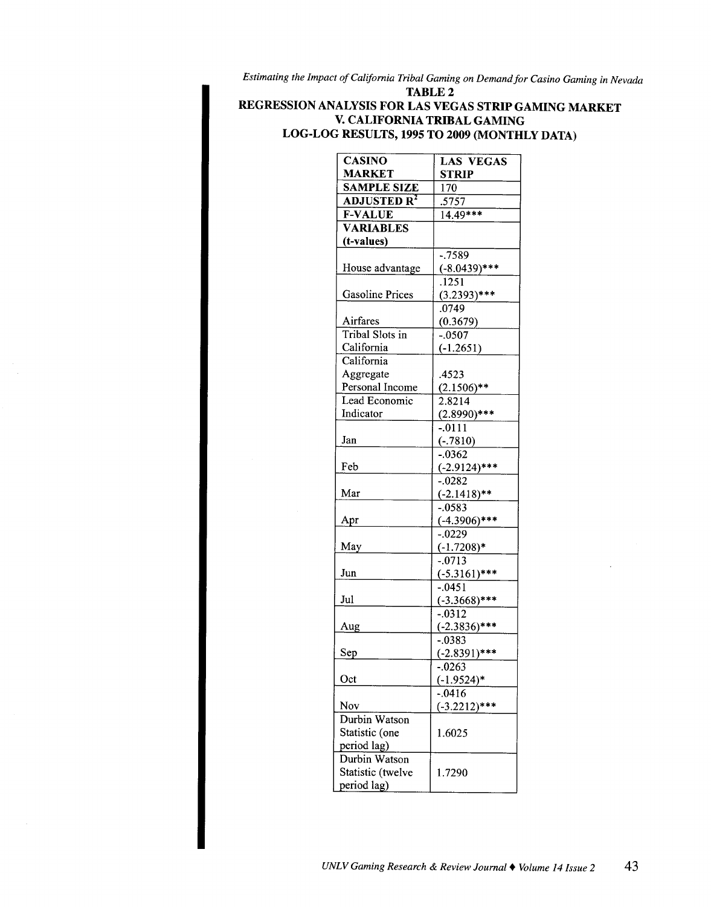**TABLE 2**
**REGRESSION ANALYSIS FOR LAS VEGAS STRIP GAMING MARKET V. CALIFORNIA TRIBAL GAMING LOG-LOG RESULTS, 1995 TO 2009 (MONTHLY DATA)**

| **CASINO MARKET** | **LAS VEGAS STRIP** |
|---|---|
| **SAMPLE SIZE** | 170 |
| **ADJUSTED $R^2$** | .5757 |
| **F-VALUE** | 14.49*** |
| **VARIABLES (t-values)** | |
| House advantage | -.7589 (-8.0439)*** |
| Gasoline Prices | .1251 (3.2393)*** |
| Airfares | .0749 (0.3679) |
| Tribal Slots in California | -.0507 (-1.2651) |
| California Aggregate Personal Income | .4523 (2.1506)** |
| Lead Economic Indicator | 2.8214 (2.8990)*** |
| Jan | -.0111 (-.7810) |
| Feb | -.0362 (-2.9124)*** |
| Mar | -.0282 (-2.1418)** |
| Apr | -.0583 (-4.3906)*** |
| May | -.0229 (-1.7208)* |
| Jun | -.0713 (-5.3161)*** |
| Jul | -.0451 (-3.3668)*** |
| Aug | -.0312 (-2.3836)*** |
| Sep | -.0383 (-2.8391)*** |
| Oct | -.0263 (-1.9524)* |
| Nov | -.0416 (-3.2212)*** |
| Durbin Watson Statistic (one period lag) | 1.6025 |
| Durbin Watson Statistic (twelve period lag) | 1.7290 |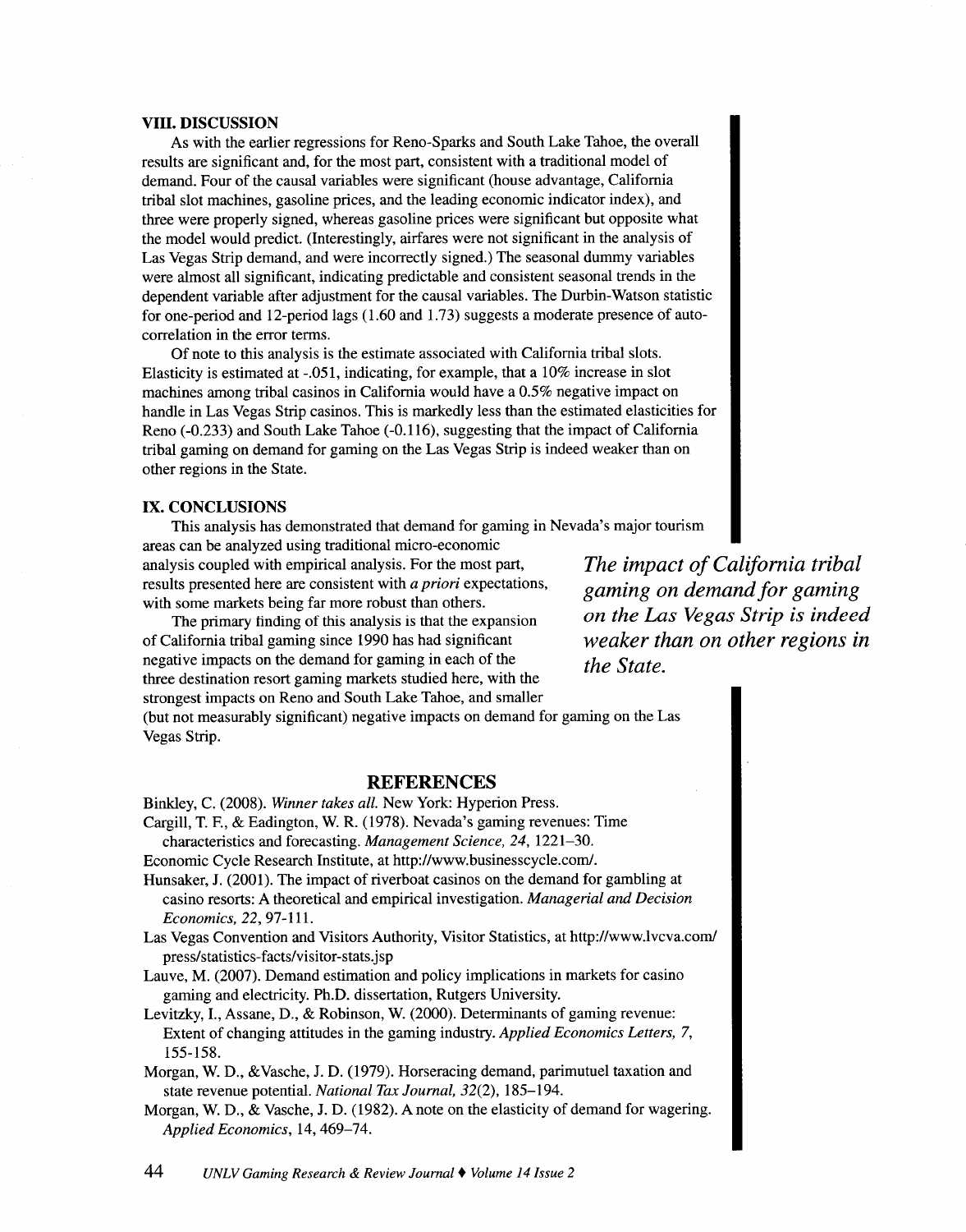## VIII. DISCUSSION

As with the earlier regressions for Reno-Sparks and South Lake Tahoe, the overall results are significant and, for the most part, consistent with a traditional model of demand. Four of the causal variables were significant (house advantage, California tribal slot machines, gasoline prices, and the leading economic indicator index), and three were properly signed, whereas gasoline prices were significant but opposite what the model would predict. (Interestingly, airfares were not significant in the analysis of Las Vegas Strip demand, and were incorrectly signed.) The seasonal dummy variables were almost all significant, indicating predictable and consistent seasonal trends in the dependent variable after adjustment for the causal variables. The Durbin-Watson statistic for one-period and 12-period lags (1.60 and 1.73) suggests a moderate presence of auto-correlation in the error terms.

Of note to this analysis is the estimate associated with California tribal slots. Elasticity is estimated at -.051, indicating, for example, that a 10% increase in slot machines among tribal casinos in California would have a 0.5% negative impact on handle in Las Vegas Strip casinos. This is markedly less than the estimated elasticities for Reno (-0.233) and South Lake Tahoe (-0.116), suggesting that the impact of California tribal gaming on demand for gaming on the Las Vegas Strip is indeed weaker than on other regions in the State.

## IX. CONCLUSIONS

This analysis has demonstrated that demand for gaming in Nevada's major tourism areas can be analyzed using traditional micro-economic analysis coupled with empirical analysis. For the most part, results presented here are consistent with *a priori* expectations, with some markets being far more robust than others.

The primary finding of this analysis is that the expansion of California tribal gaming since 1990 has had significant negative impacts on the demand for gaming in each of the three destination resort gaming markets studied here, with the strongest impacts on Reno and South Lake Tahoe, and smaller (but not measurably significant) negative impacts on demand for gaming on the Las Vegas Strip.

***The impact of California tribal gaming on demand for gaming on the Las Vegas Strip is indeed weaker than on other regions in the State.***

## REFERENCES

Binkley, C. (2008). *Winner takes all.* New York: Hyperion Press.

Cargill, T. F., & Eadington, W. R. (1978). Nevada's gaming revenues: Time characteristics and forecasting. *Management Science, 24,* 1221–30.

Economic Cycle Research Institute, at http://www.businesscycle.com/.

Hunsaker, J. (2001). The impact of riverboat casinos on the demand for gambling at casino resorts: A theoretical and empirical investigation. *Managerial and Decision Economics, 22,* 97-111.

Las Vegas Convention and Visitors Authority, Visitor Statistics, at http://www.lvcva.com/press/statistics-facts/visitor-stats.jsp

Lauve, M. (2007). Demand estimation and policy implications in markets for casino gaming and electricity. Ph.D. dissertation, Rutgers University.

Levitzky, I., Assane, D., & Robinson, W. (2000). Determinants of gaming revenue: Extent of changing attitudes in the gaming industry. *Applied Economics Letters, 7,* 155-158.

Morgan, W. D., &Vasche, J. D. (1979). Horseracing demand, parimutuel taxation and state revenue potential. *National Tax Journal, 32*(2), 185–194.

Morgan, W. D., & Vasche, J. D. (1982). A note on the elasticity of demand for wagering. *Applied Economics*, 14, 469–74.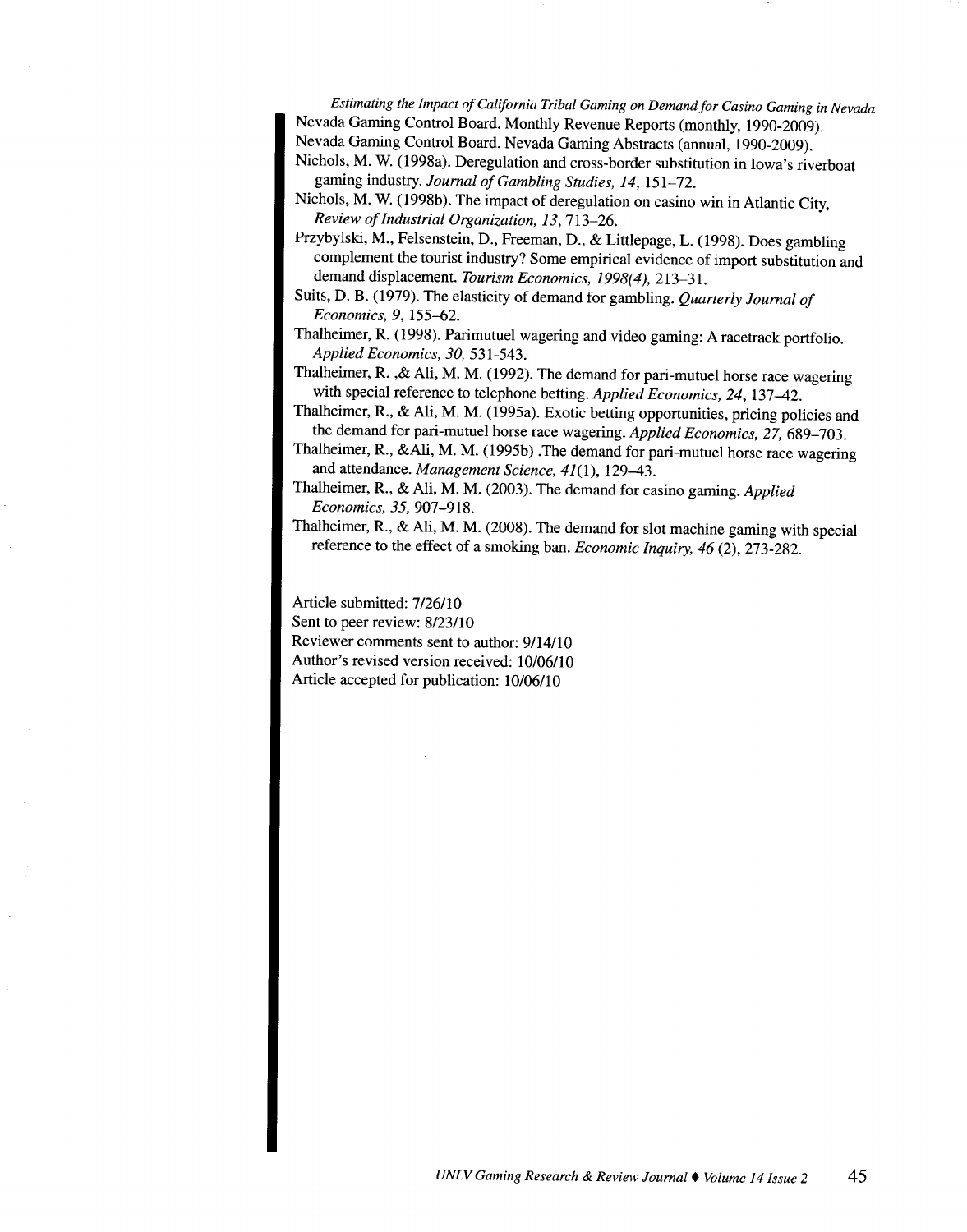Nevada Gaming Control Board. Monthly Revenue Reports (monthly, 1990-2009).

Nevada Gaming Control Board. Nevada Gaming Abstracts (annual, 1990-2009).

Nichols, M. W. (1998a). Deregulation and cross-border substitution in Iowa's riverboat gaming industry. *Journal of Gambling Studies, 14,* 151–72.

Nichols, M. W. (1998b). The impact of deregulation on casino win in Atlantic City, *Review of Industrial Organization, 13,* 713–26.

Przybylski, M., Felsenstein, D., Freeman, D., & Littlepage, L. (1998). Does gambling complement the tourist industry? Some empirical evidence of import substitution and demand displacement. *Tourism Economics, 1998(4),* 213–31.

Suits, D. B. (1979). The elasticity of demand for gambling. *Quarterly Journal of Economics, 9,* 155–62.

Thalheimer, R. (1998). Parimutuel wagering and video gaming: A racetrack portfolio. *Applied Economics, 30,* 531-543.

Thalheimer, R. ,& Ali, M. M. (1992). The demand for pari-mutuel horse race wagering with special reference to telephone betting. *Applied Economics, 24,* 137–42.

Thalheimer, R., & Ali, M. M. (1995a). Exotic betting opportunities, pricing policies and the demand for pari-mutuel horse race wagering. *Applied Economics, 27,* 689–703.

Thalheimer, R., &Ali, M. M. (1995b) .The demand for pari-mutuel horse race wagering and attendance. *Management Science, 41*(1), 129–43.

Thalheimer, R., & Ali, M. M. (2003). The demand for casino gaming. *Applied Economics, 35,* 907–918.

Thalheimer, R., & Ali, M. M. (2008). The demand for slot machine gaming with special reference to the effect of a smoking ban. *Economic Inquiry, 46* (2), 273-282.

Article submitted: 7/26/10
Sent to peer review: 8/23/10
Reviewer comments sent to author: 9/14/10
Author's revised version received: 10/06/10
Article accepted for publication: 10/06/10